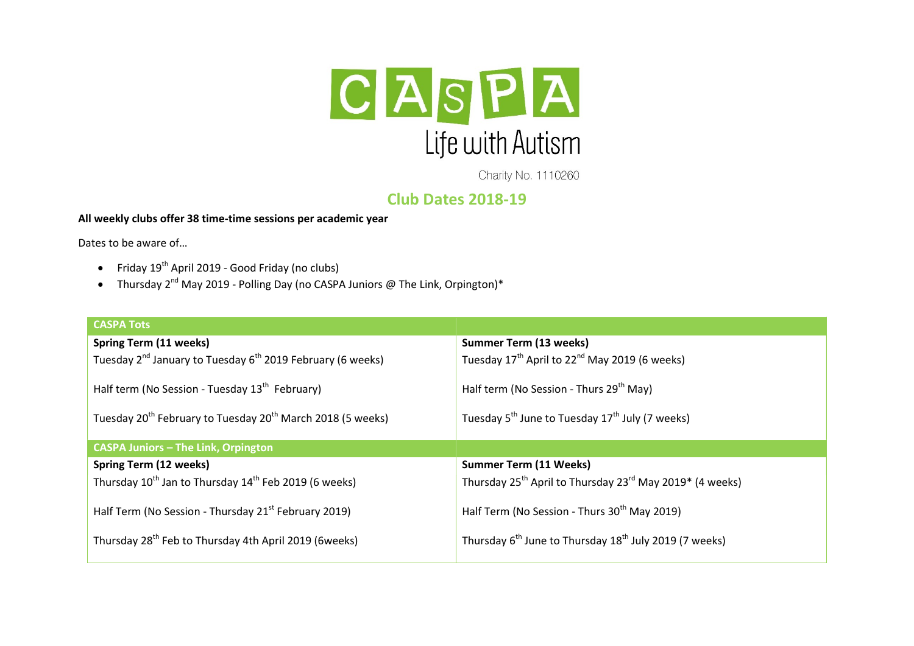# CASPA

Life with Autism

Charity No. 1110260

## Club Dates 2018-19

**All weekly clubs offer 38 time-time sessions per academic year**

Dates to be aware of…

- Friday 19th April 2019 - Good Friday (no clubs)
- Thursday 2nd May 2019 - Polling Day (no CASPA Juniors @ The Link, Orpington)*

| CASPA Tots | |
|---|---|
| **Spring Term (11 weeks)**<br>Tuesday 2nd January to Tuesday 6th 2019 February (6 weeks)<br><br>Half term (No Session - Tuesday 13th February)<br><br>Tuesday 20th February to Tuesday 20th March 2018 (5 weeks) | **Summer Term (13 weeks)**<br>Tuesday 17th April to 22nd May 2019 (6 weeks)<br><br>Half term (No Session - Thurs 29th May)<br><br>Tuesday 5th June to Tuesday 17th July (7 weeks) |
| **CASPA Juniors – The Link, Orpington** | |
| **Spring Term (12 weeks)**<br>Thursday 10th Jan to Thursday 14th Feb 2019 (6 weeks)<br><br>Half Term (No Session - Thursday 21st February 2019)<br><br>Thursday 28th Feb to Thursday 4th April 2019 (6weeks) | **Summer Term (11 Weeks)**<br>Thursday 25th April to Thursday 23rd May 2019* (4 weeks)<br><br>Half Term (No Session - Thurs 30th May 2019)<br><br>Thursday 6th June to Thursday 18th July 2019 (7 weeks) |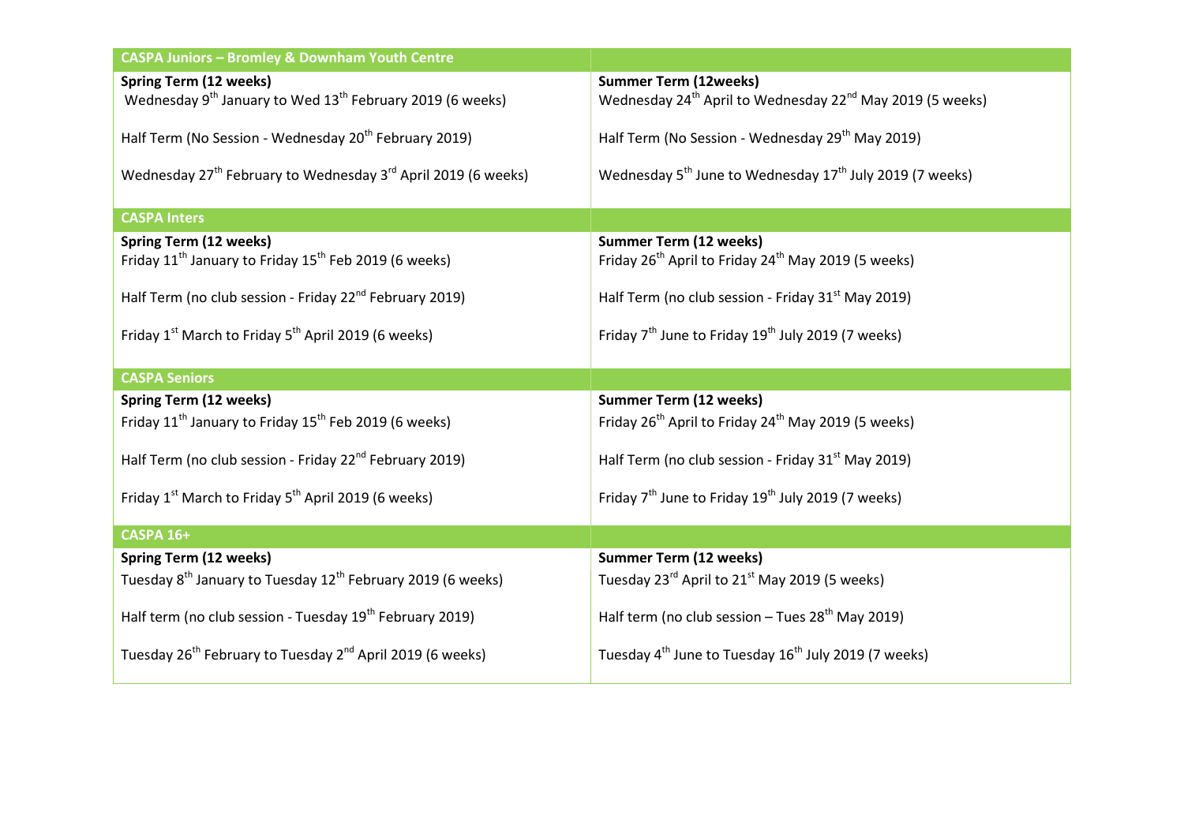| CASPA Juniors – Bromley & Downham Youth Centre | |
|---|---|
| **Spring Term (12 weeks)**<br>Wednesday 9th January to Wed 13th February 2019 (6 weeks)<br><br>Half Term (No Session - Wednesday 20th February 2019)<br><br>Wednesday 27th February to Wednesday 3rd April 2019 (6 weeks) | **Summer Term (12weeks)**<br>Wednesday 24th April to Wednesday 22nd May 2019 (5 weeks)<br><br>Half Term (No Session - Wednesday 29th May 2019)<br><br>Wednesday 5th June to Wednesday 17th July 2019 (7 weeks) |
| **CASPA Inters** | |
| **Spring Term (12 weeks)**<br>Friday 11th January to Friday 15th Feb 2019 (6 weeks)<br><br>Half Term (no club session - Friday 22nd February 2019)<br><br>Friday 1st March to Friday 5th April 2019 (6 weeks) | **Summer Term (12 weeks)**<br>Friday 26th April to Friday 24th May 2019 (5 weeks)<br><br>Half Term (no club session - Friday 31st May 2019)<br><br>Friday 7th June to Friday 19th July 2019 (7 weeks) |
| **CASPA Seniors** | |
| **Spring Term (12 weeks)**<br>Friday 11th January to Friday 15th Feb 2019 (6 weeks)<br><br>Half Term (no club session - Friday 22nd February 2019)<br><br>Friday 1st March to Friday 5th April 2019 (6 weeks) | **Summer Term (12 weeks)**<br>Friday 26th April to Friday 24th May 2019 (5 weeks)<br><br>Half Term (no club session - Friday 31st May 2019)<br><br>Friday 7th June to Friday 19th July 2019 (7 weeks) |
| **CASPA 16+** | |
| **Spring Term (12 weeks)**<br>Tuesday 8th January to Tuesday 12th February 2019 (6 weeks)<br><br>Half term (no club session - Tuesday 19th February 2019)<br><br>Tuesday 26th February to Tuesday 2nd April 2019 (6 weeks) | **Summer Term (12 weeks)**<br>Tuesday 23rd April to 21st May 2019 (5 weeks)<br><br>Half term (no club session – Tues 28th May 2019)<br><br>Tuesday 4th June to Tuesday 16th July 2019 (7 weeks) |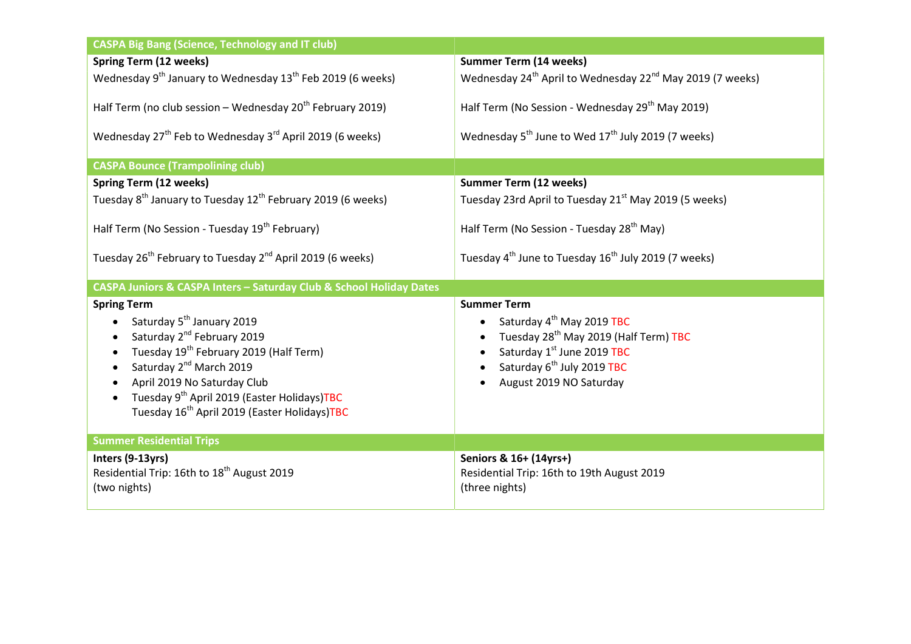| CASPA Big Bang (Science, Technology and IT club) | |
|---|---|
| **Spring Term (12 weeks)**<br>Wednesday 9th January to Wednesday 13th Feb 2019 (6 weeks)<br><br>Half Term (no club session – Wednesday 20th February 2019)<br><br>Wednesday 27th Feb to Wednesday 3rd April 2019 (6 weeks) | **Summer Term (14 weeks)**<br>Wednesday 24th April to Wednesday 22nd May 2019 (7 weeks)<br><br>Half Term (No Session - Wednesday 29th May 2019)<br><br>Wednesday 5th June to Wed 17th July 2019 (7 weeks) |
| **CASPA Bounce (Trampolining club)** | |
| **Spring Term (12 weeks)**<br>Tuesday 8th January to Tuesday 12th February 2019 (6 weeks)<br><br>Half Term (No Session - Tuesday 19th February)<br><br>Tuesday 26th February to Tuesday 2nd April 2019 (6 weeks) | **Summer Term (12 weeks)**<br>Tuesday 23rd April to Tuesday 21st May 2019 (5 weeks)<br><br>Half Term (No Session - Tuesday 28th May)<br><br>Tuesday 4th June to Tuesday 16th July 2019 (7 weeks) |
| **CASPA Juniors & CASPA Inters – Saturday Club & School Holiday Dates** | |
| **Spring Term**<br>• Saturday 5th January 2019<br>• Saturday 2nd February 2019<br>• Tuesday 19th February 2019 (Half Term)<br>• Saturday 2nd March 2019<br>• April 2019 No Saturday Club<br>• Tuesday 9th April 2019 (Easter Holidays)TBC<br>Tuesday 16th April 2019 (Easter Holidays)TBC | **Summer Term**<br>• Saturday 4th May 2019 TBC<br>• Tuesday 28th May 2019 (Half Term) TBC<br>• Saturday 1st June 2019 TBC<br>• Saturday 6th July 2019 TBC<br>• August 2019 NO Saturday |
| **Summer Residential Trips** | |
| **Inters (9-13yrs)**<br>Residential Trip: 16th to 18th August 2019<br>(two nights) | **Seniors & 16+ (14yrs+)**<br>Residential Trip: 16th to 19th August 2019<br>(three nights) |